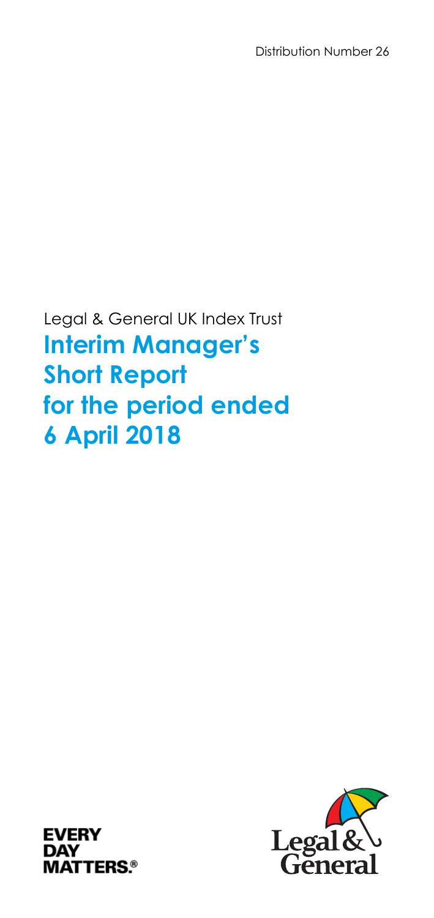Distribution Number 26

Legal & General UK Index Trust

# Interim Manager's Short Report for the period ended 6 April 2018

EVERY DAY MATTERS.®

Legal & General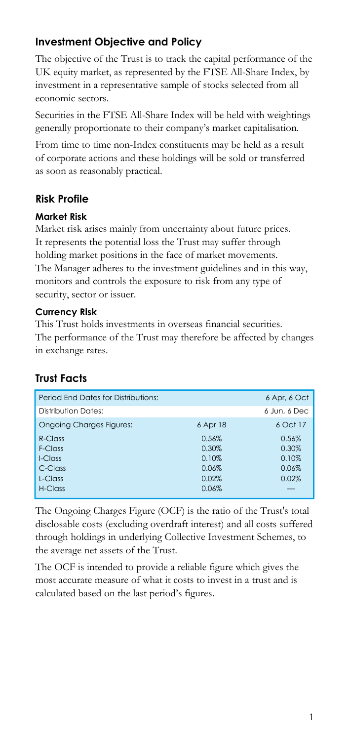## Investment Objective and Policy

The objective of the Trust is to track the capital performance of the UK equity market, as represented by the FTSE All-Share Index, by investment in a representative sample of stocks selected from all economic sectors.

Securities in the FTSE All-Share Index will be held with weightings generally proportionate to their company's market capitalisation.

From time to time non-Index constituents may be held as a result of corporate actions and these holdings will be sold or transferred as soon as reasonably practical.

## Risk Profile

### Market Risk

Market risk arises mainly from uncertainty about future prices. It represents the potential loss the Trust may suffer through holding market positions in the face of market movements. The Manager adheres to the investment guidelines and in this way, monitors and controls the exposure to risk from any type of security, sector or issuer.

### Currency Risk

This Trust holds investments in overseas financial securities. The performance of the Trust may therefore be affected by changes in exchange rates.

## Trust Facts

| Period End Dates for Distributions: | | 6 Apr, 6 Oct |
|---|---|---|
| Distribution Dates: | | 6 Jun, 6 Dec |
| Ongoing Charges Figures: | 6 Apr 18 | 6 Oct 17 |
| R-Class | 0.56% | 0.56% |
| F-Class | 0.30% | 0.30% |
| I-Class | 0.10% | 0.10% |
| C-Class | 0.06% | 0.06% |
| L-Class | 0.02% | 0.02% |
| H-Class | 0.06% | — |

The Ongoing Charges Figure (OCF) is the ratio of the Trust's total disclosable costs (excluding overdraft interest) and all costs suffered through holdings in underlying Collective Investment Schemes, to the average net assets of the Trust.

The OCF is intended to provide a reliable figure which gives the most accurate measure of what it costs to invest in a trust and is calculated based on the last period's figures.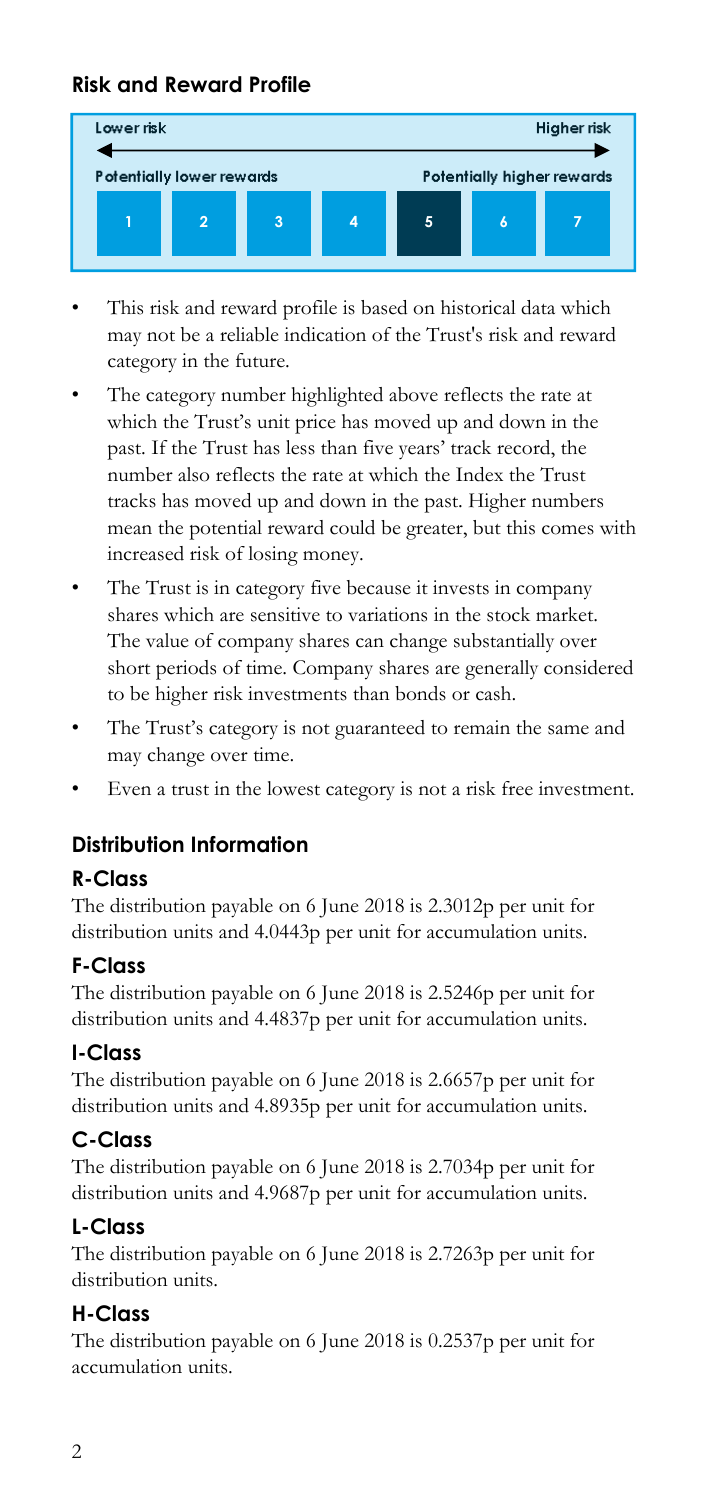## Risk and Reward Profile

| Lower risk | | | | | | Higher risk |
|---|---|---|---|---|---|---|
| Potentially lower rewards | | | | | | Potentially higher rewards |
| 1 | 2 | 3 | 4 | **5** | 6 | 7 |

- This risk and reward profile is based on historical data which may not be a reliable indication of the Trust's risk and reward category in the future.
- The category number highlighted above reflects the rate at which the Trust's unit price has moved up and down in the past. If the Trust has less than five years' track record, the number also reflects the rate at which the Index the Trust tracks has moved up and down in the past. Higher numbers mean the potential reward could be greater, but this comes with increased risk of losing money.
- The Trust is in category five because it invests in company shares which are sensitive to variations in the stock market. The value of company shares can change substantially over short periods of time. Company shares are generally considered to be higher risk investments than bonds or cash.
- The Trust's category is not guaranteed to remain the same and may change over time.
- Even a trust in the lowest category is not a risk free investment.

## Distribution Information

### R-Class

The distribution payable on 6 June 2018 is 2.3012p per unit for distribution units and 4.0443p per unit for accumulation units.

### F-Class

The distribution payable on 6 June 2018 is 2.5246p per unit for distribution units and 4.4837p per unit for accumulation units.

### I-Class

The distribution payable on 6 June 2018 is 2.6657p per unit for distribution units and 4.8935p per unit for accumulation units.

### C-Class

The distribution payable on 6 June 2018 is 2.7034p per unit for distribution units and 4.9687p per unit for accumulation units.

### L-Class

The distribution payable on 6 June 2018 is 2.7263p per unit for distribution units.

### H-Class

The distribution payable on 6 June 2018 is 0.2537p per unit for accumulation units.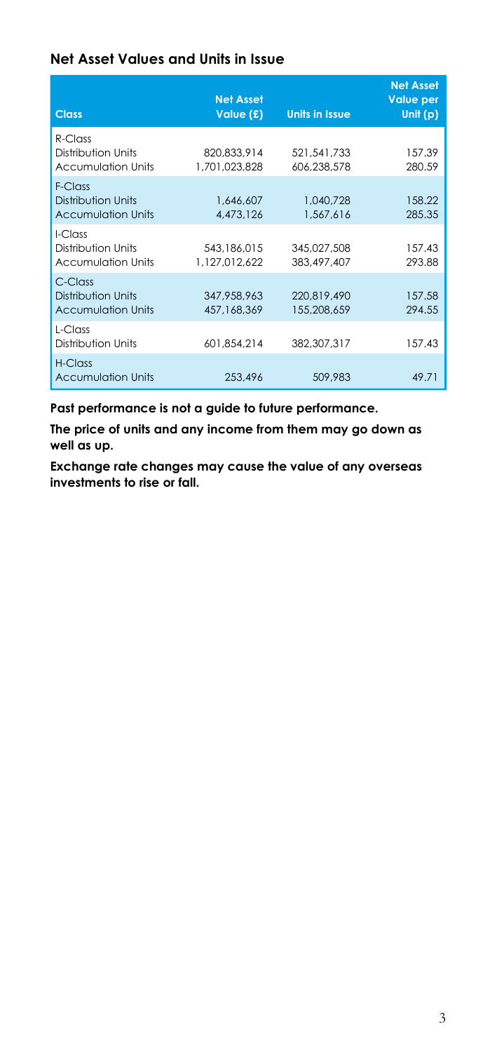## Net Asset Values and Units in Issue

| Class | Net Asset Value (£) | Units in Issue | Net Asset Value per Unit (p) |
|---|---|---|---|
| R-Class | | | |
| Distribution Units | 820,833,914 | 521,541,733 | 157.39 |
| Accumulation Units | 1,701,023,828 | 606,238,578 | 280.59 |
| F-Class | | | |
| Distribution Units | 1,646,607 | 1,040,728 | 158.22 |
| Accumulation Units | 4,473,126 | 1,567,616 | 285.35 |
| I-Class | | | |
| Distribution Units | 543,186,015 | 345,027,508 | 157.43 |
| Accumulation Units | 1,127,012,622 | 383,497,407 | 293.88 |
| C-Class | | | |
| Distribution Units | 347,958,963 | 220,819,490 | 157.58 |
| Accumulation Units | 457,168,369 | 155,208,659 | 294.55 |
| L-Class | | | |
| Distribution Units | 601,854,214 | 382,307,317 | 157.43 |
| H-Class | | | |
| Accumulation Units | 253,496 | 509,983 | 49.71 |

**Past performance is not a guide to future performance.**

**The price of units and any income from them may go down as well as up.**

**Exchange rate changes may cause the value of any overseas investments to rise or fall.**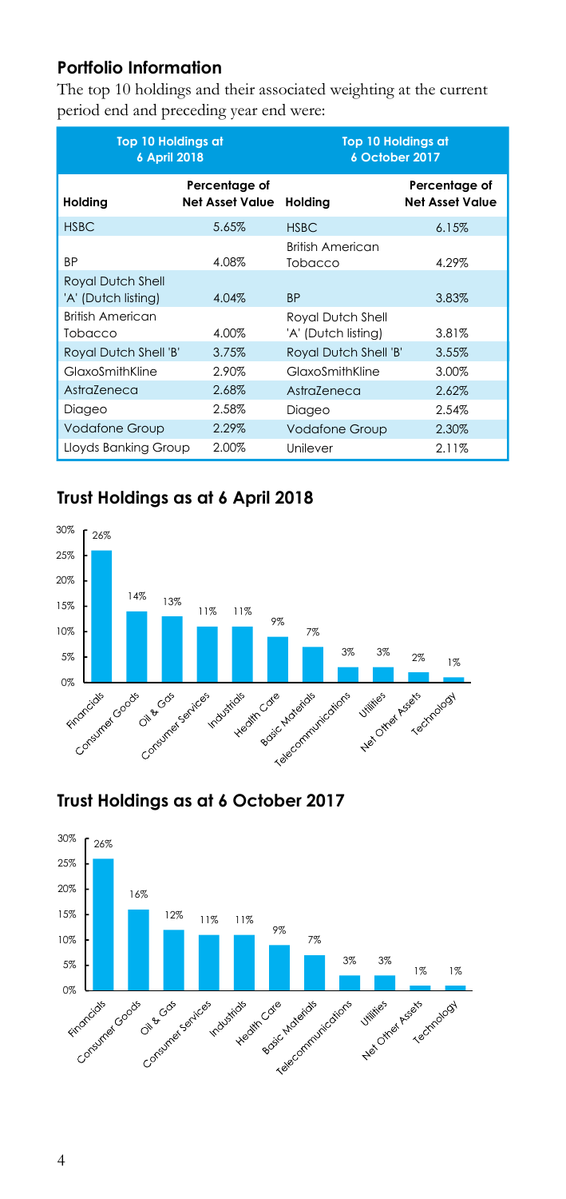## Portfolio Information

The top 10 holdings and their associated weighting at the current period end and preceding year end were:

| Top 10 Holdings at 6 April 2018 | | Top 10 Holdings at 6 October 2017 | |
|---|---|---|---|
| **Holding** | **Percentage of Net Asset Value** | **Holding** | **Percentage of Net Asset Value** |
| HSBC | 5.65% | HSBC | 6.15% |
| BP | 4.08% | British American Tobacco | 4.29% |
| Royal Dutch Shell 'A' (Dutch listing) | 4.04% | BP | 3.83% |
| British American Tobacco | 4.00% | Royal Dutch Shell 'A' (Dutch listing) | 3.81% |
| Royal Dutch Shell 'B' | 3.75% | Royal Dutch Shell 'B' | 3.55% |
| GlaxoSmithKline | 2.90% | GlaxoSmithKline | 3.00% |
| AstraZeneca | 2.68% | AstraZeneca | 2.62% |
| Diageo | 2.58% | Diageo | 2.54% |
| Vodafone Group | 2.29% | Vodafone Group | 2.30% |
| Lloyds Banking Group | 2.00% | Unilever | 2.11% |

## Trust Holdings as at 6 April 2018

| Sector | Percentage |
|---|---|
| Financials | 26% |
| Consumer Goods | 14% |
| Oil & Gas | 13% |
| Consumer Services | 11% |
| Industrials | 11% |
| Health Care | 9% |
| Basic Materials | 7% |
| Telecommunications | 3% |
| Utilities | 3% |
| Net Other Assets | 2% |
| Technology | 1% |

## Trust Holdings as at 6 October 2017

| Sector | Percentage |
|---|---|
| Financials | 26% |
| Consumer Goods | 16% |
| Oil & Gas | 12% |
| Consumer Services | 11% |
| Industrials | 11% |
| Health Care | 9% |
| Basic Materials | 7% |
| Telecommunications | 3% |
| Utilities | 3% |
| Net Other Assets | 1% |
| Technology | 1% |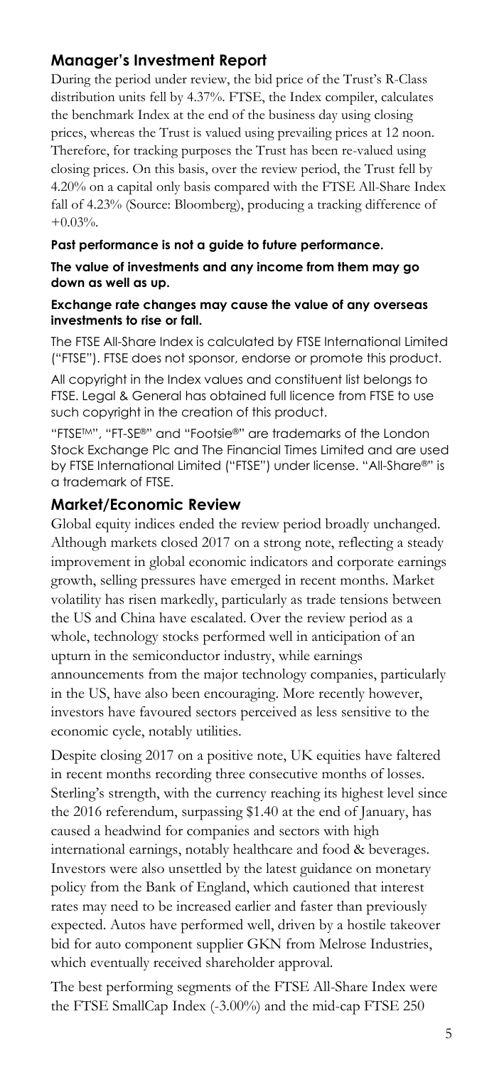## Manager's Investment Report

During the period under review, the bid price of the Trust's R-Class distribution units fell by 4.37%. FTSE, the Index compiler, calculates the benchmark Index at the end of the business day using closing prices, whereas the Trust is valued using prevailing prices at 12 noon. Therefore, for tracking purposes the Trust has been re-valued using closing prices. On this basis, over the review period, the Trust fell by 4.20% on a capital only basis compared with the FTSE All-Share Index fall of 4.23% (Source: Bloomberg), producing a tracking difference of +0.03%.

**Past performance is not a guide to future performance.**

**The value of investments and any income from them may go down as well as up.**

**Exchange rate changes may cause the value of any overseas investments to rise or fall.**

The FTSE All-Share Index is calculated by FTSE International Limited ("FTSE"). FTSE does not sponsor, endorse or promote this product.

All copyright in the Index values and constituent list belongs to FTSE. Legal & General has obtained full licence from FTSE to use such copyright in the creation of this product.

"FTSE™", "FT-SE®" and "Footsie®" are trademarks of the London Stock Exchange Plc and The Financial Times Limited and are used by FTSE International Limited ("FTSE") under license. "All-Share®" is a trademark of FTSE.

## Market/Economic Review

Global equity indices ended the review period broadly unchanged. Although markets closed 2017 on a strong note, reflecting a steady improvement in global economic indicators and corporate earnings growth, selling pressures have emerged in recent months. Market volatility has risen markedly, particularly as trade tensions between the US and China have escalated. Over the review period as a whole, technology stocks performed well in anticipation of an upturn in the semiconductor industry, while earnings announcements from the major technology companies, particularly in the US, have also been encouraging. More recently however, investors have favoured sectors perceived as less sensitive to the economic cycle, notably utilities.

Despite closing 2017 on a positive note, UK equities have faltered in recent months recording three consecutive months of losses. Sterling's strength, with the currency reaching its highest level since the 2016 referendum, surpassing $1.40 at the end of January, has caused a headwind for companies and sectors with high international earnings, notably healthcare and food & beverages. Investors were also unsettled by the latest guidance on monetary policy from the Bank of England, which cautioned that interest rates may need to be increased earlier and faster than previously expected. Autos have performed well, driven by a hostile takeover bid for auto component supplier GKN from Melrose Industries, which eventually received shareholder approval.

The best performing segments of the FTSE All-Share Index were the FTSE SmallCap Index (-3.00%) and the mid-cap FTSE 250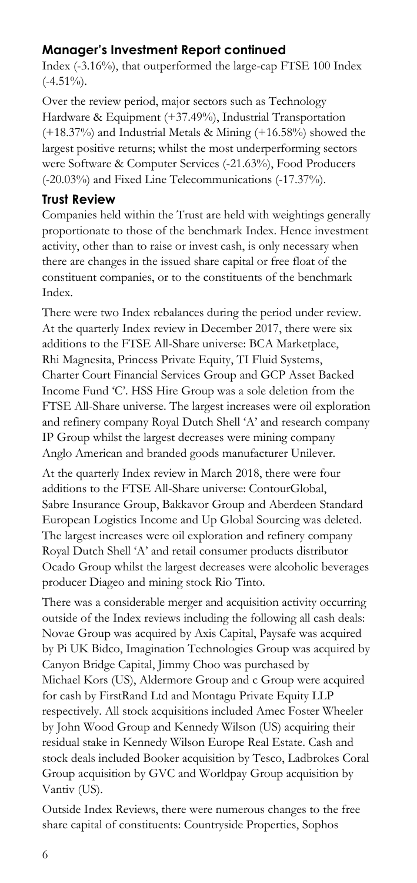## Manager's Investment Report continued

Index (-3.16%), that outperformed the large-cap FTSE 100 Index (-4.51%).

Over the review period, major sectors such as Technology Hardware & Equipment (+37.49%), Industrial Transportation (+18.37%) and Industrial Metals & Mining (+16.58%) showed the largest positive returns; whilst the most underperforming sectors were Software & Computer Services (-21.63%), Food Producers (-20.03%) and Fixed Line Telecommunications (-17.37%).

## Trust Review

Companies held within the Trust are held with weightings generally proportionate to those of the benchmark Index. Hence investment activity, other than to raise or invest cash, is only necessary when there are changes in the issued share capital or free float of the constituent companies, or to the constituents of the benchmark Index.

There were two Index rebalances during the period under review. At the quarterly Index review in December 2017, there were six additions to the FTSE All-Share universe: BCA Marketplace, Rhi Magnesita, Princess Private Equity, TI Fluid Systems, Charter Court Financial Services Group and GCP Asset Backed Income Fund 'C'. HSS Hire Group was a sole deletion from the FTSE All-Share universe. The largest increases were oil exploration and refinery company Royal Dutch Shell 'A' and research company IP Group whilst the largest decreases were mining company Anglo American and branded goods manufacturer Unilever.

At the quarterly Index review in March 2018, there were four additions to the FTSE All-Share universe: ContourGlobal, Sabre Insurance Group, Bakkavor Group and Aberdeen Standard European Logistics Income and Up Global Sourcing was deleted. The largest increases were oil exploration and refinery company Royal Dutch Shell 'A' and retail consumer products distributor Ocado Group whilst the largest decreases were alcoholic beverages producer Diageo and mining stock Rio Tinto.

There was a considerable merger and acquisition activity occurring outside of the Index reviews including the following all cash deals: Novae Group was acquired by Axis Capital, Paysafe was acquired by Pi UK Bidco, Imagination Technologies Group was acquired by Canyon Bridge Capital, Jimmy Choo was purchased by Michael Kors (US), Aldermore Group and c Group were acquired for cash by FirstRand Ltd and Montagu Private Equity LLP respectively. All stock acquisitions included Amec Foster Wheeler by John Wood Group and Kennedy Wilson (US) acquiring their residual stake in Kennedy Wilson Europe Real Estate. Cash and stock deals included Booker acquisition by Tesco, Ladbrokes Coral Group acquisition by GVC and Worldpay Group acquisition by Vantiv (US).

Outside Index Reviews, there were numerous changes to the free share capital of constituents: Countryside Properties, Sophos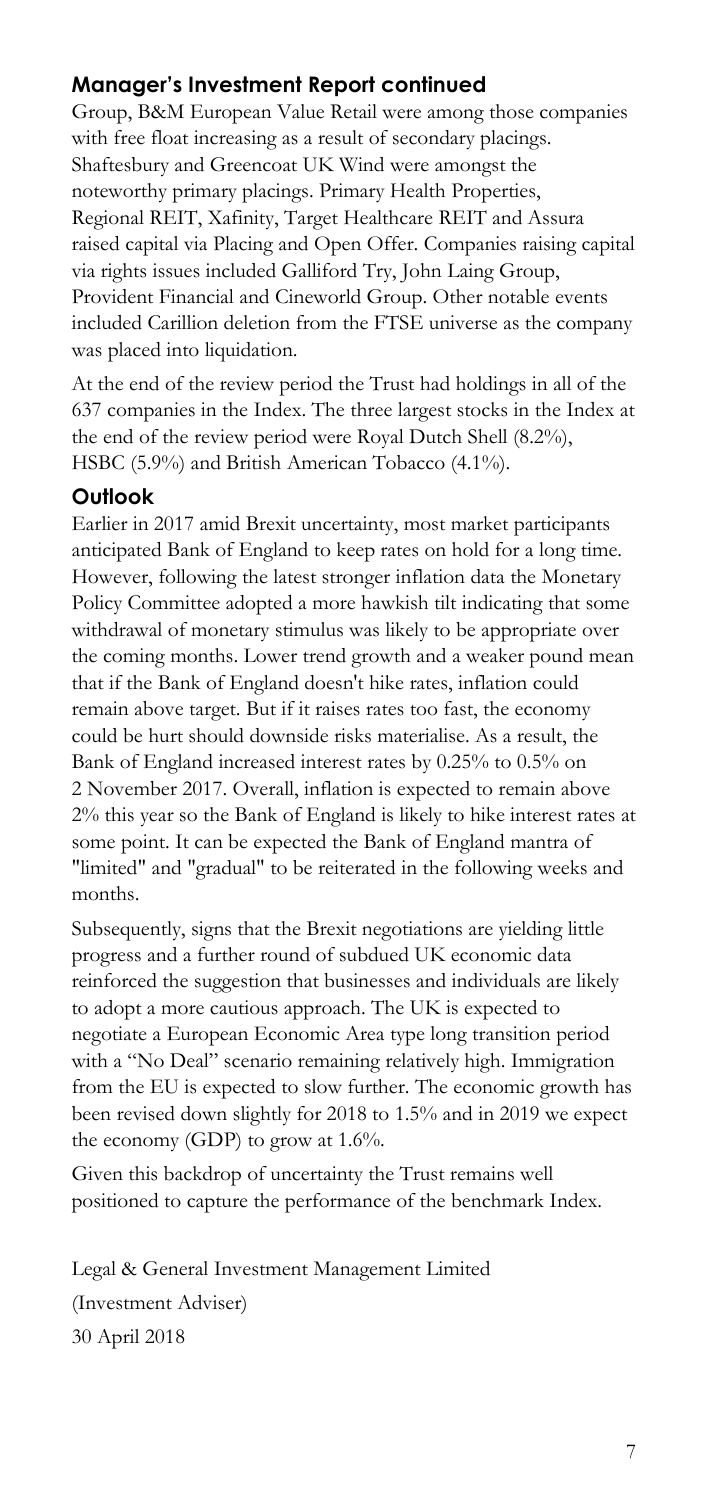## Manager's Investment Report continued

Group, B&M European Value Retail were among those companies with free float increasing as a result of secondary placings. Shaftesbury and Greencoat UK Wind were amongst the noteworthy primary placings. Primary Health Properties, Regional REIT, Xafinity, Target Healthcare REIT and Assura raised capital via Placing and Open Offer. Companies raising capital via rights issues included Galliford Try, John Laing Group, Provident Financial and Cineworld Group. Other notable events included Carillion deletion from the FTSE universe as the company was placed into liquidation.

At the end of the review period the Trust had holdings in all of the 637 companies in the Index. The three largest stocks in the Index at the end of the review period were Royal Dutch Shell (8.2%), HSBC (5.9%) and British American Tobacco (4.1%).

## Outlook

Earlier in 2017 amid Brexit uncertainty, most market participants anticipated Bank of England to keep rates on hold for a long time. However, following the latest stronger inflation data the Monetary Policy Committee adopted a more hawkish tilt indicating that some withdrawal of monetary stimulus was likely to be appropriate over the coming months. Lower trend growth and a weaker pound mean that if the Bank of England doesn't hike rates, inflation could remain above target. But if it raises rates too fast, the economy could be hurt should downside risks materialise. As a result, the Bank of England increased interest rates by 0.25% to 0.5% on 2 November 2017. Overall, inflation is expected to remain above 2% this year so the Bank of England is likely to hike interest rates at some point. It can be expected the Bank of England mantra of "limited" and "gradual" to be reiterated in the following weeks and months.

Subsequently, signs that the Brexit negotiations are yielding little progress and a further round of subdued UK economic data reinforced the suggestion that businesses and individuals are likely to adopt a more cautious approach. The UK is expected to negotiate a European Economic Area type long transition period with a "No Deal" scenario remaining relatively high. Immigration from the EU is expected to slow further. The economic growth has been revised down slightly for 2018 to 1.5% and in 2019 we expect the economy (GDP) to grow at 1.6%.

Given this backdrop of uncertainty the Trust remains well positioned to capture the performance of the benchmark Index.

Legal & General Investment Management Limited
(Investment Adviser)
30 April 2018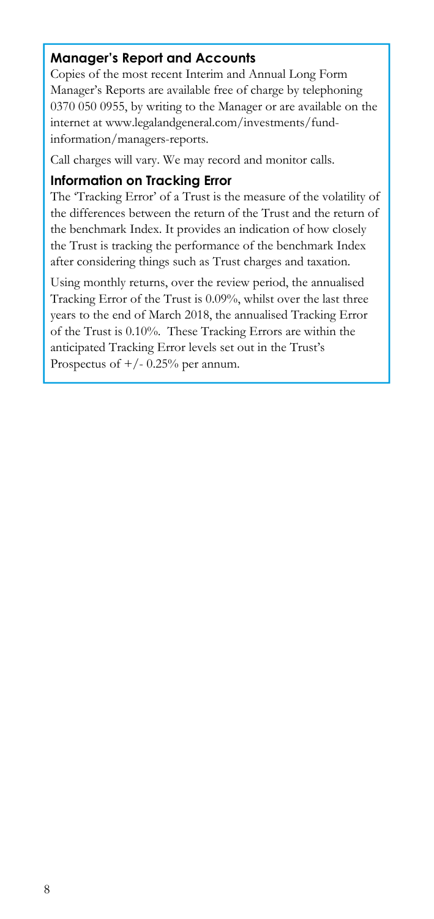## Manager's Report and Accounts

Copies of the most recent Interim and Annual Long Form Manager's Reports are available free of charge by telephoning 0370 050 0955, by writing to the Manager or are available on the internet at www.legalandgeneral.com/investments/fund-information/managers-reports.

Call charges will vary. We may record and monitor calls.

## Information on Tracking Error

The 'Tracking Error' of a Trust is the measure of the volatility of the differences between the return of the Trust and the return of the benchmark Index. It provides an indication of how closely the Trust is tracking the performance of the benchmark Index after considering things such as Trust charges and taxation.

Using monthly returns, over the review period, the annualised Tracking Error of the Trust is 0.09%, whilst over the last three years to the end of March 2018, the annualised Tracking Error of the Trust is 0.10%. These Tracking Errors are within the anticipated Tracking Error levels set out in the Trust's Prospectus of +/- 0.25% per annum.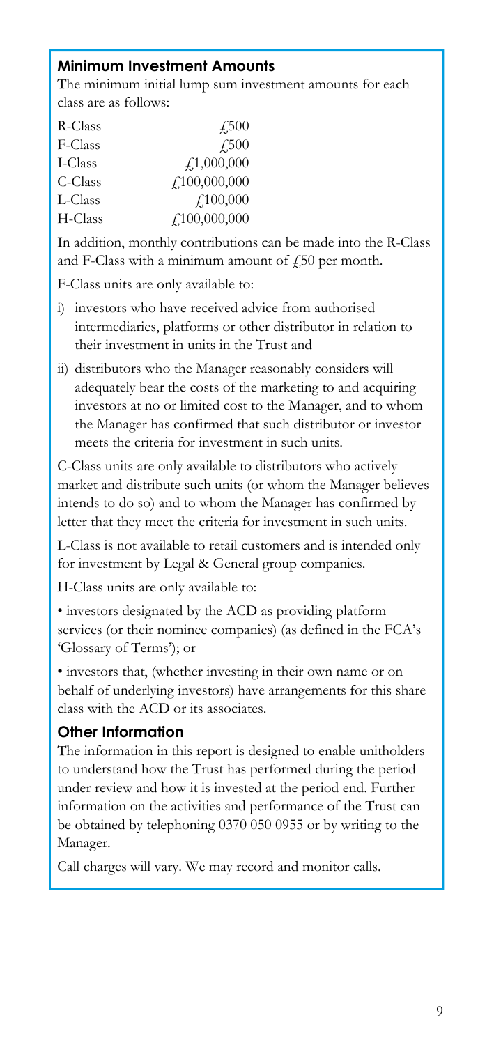## Minimum Investment Amounts

The minimum initial lump sum investment amounts for each class are as follows:

| | |
|---|---|
| R-Class | £500 |
| F-Class | £500 |
| I-Class | £1,000,000 |
| C-Class | £100,000,000 |
| L-Class | £100,000 |
| H-Class | £100,000,000 |

In addition, monthly contributions can be made into the R-Class and F-Class with a minimum amount of £50 per month.

F-Class units are only available to:

i) investors who have received advice from authorised intermediaries, platforms or other distributor in relation to their investment in units in the Trust and

ii) distributors who the Manager reasonably considers will adequately bear the costs of the marketing to and acquiring investors at no or limited cost to the Manager, and to whom the Manager has confirmed that such distributor or investor meets the criteria for investment in such units.

C-Class units are only available to distributors who actively market and distribute such units (or whom the Manager believes intends to do so) and to whom the Manager has confirmed by letter that they meet the criteria for investment in such units.

L-Class is not available to retail customers and is intended only for investment by Legal & General group companies.

H-Class units are only available to:

• investors designated by the ACD as providing platform services (or their nominee companies) (as defined in the FCA's 'Glossary of Terms'); or

• investors that, (whether investing in their own name or on behalf of underlying investors) have arrangements for this share class with the ACD or its associates.

## Other Information

The information in this report is designed to enable unitholders to understand how the Trust has performed during the period under review and how it is invested at the period end. Further information on the activities and performance of the Trust can be obtained by telephoning 0370 050 0955 or by writing to the Manager.

Call charges will vary. We may record and monitor calls.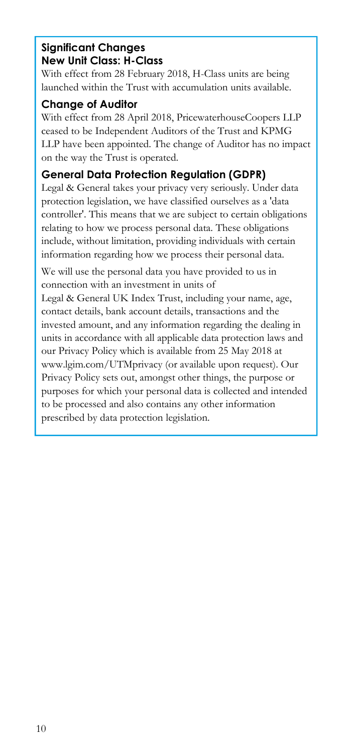## Significant Changes

### New Unit Class: H-Class

With effect from 28 February 2018, H-Class units are being launched within the Trust with accumulation units available.

### Change of Auditor

With effect from 28 April 2018, PricewaterhouseCoopers LLP ceased to be Independent Auditors of the Trust and KPMG LLP have been appointed. The change of Auditor has no impact on the way the Trust is operated.

### General Data Protection Regulation (GDPR)

Legal & General takes your privacy very seriously. Under data protection legislation, we have classified ourselves as a 'data controller'. This means that we are subject to certain obligations relating to how we process personal data. These obligations include, without limitation, providing individuals with certain information regarding how we process their personal data.

We will use the personal data you have provided to us in connection with an investment in units of Legal & General UK Index Trust, including your name, age, contact details, bank account details, transactions and the invested amount, and any information regarding the dealing in units in accordance with all applicable data protection laws and our Privacy Policy which is available from 25 May 2018 at www.lgim.com/UTMprivacy (or available upon request). Our Privacy Policy sets out, amongst other things, the purpose or purposes for which your personal data is collected and intended to be processed and also contains any other information prescribed by data protection legislation.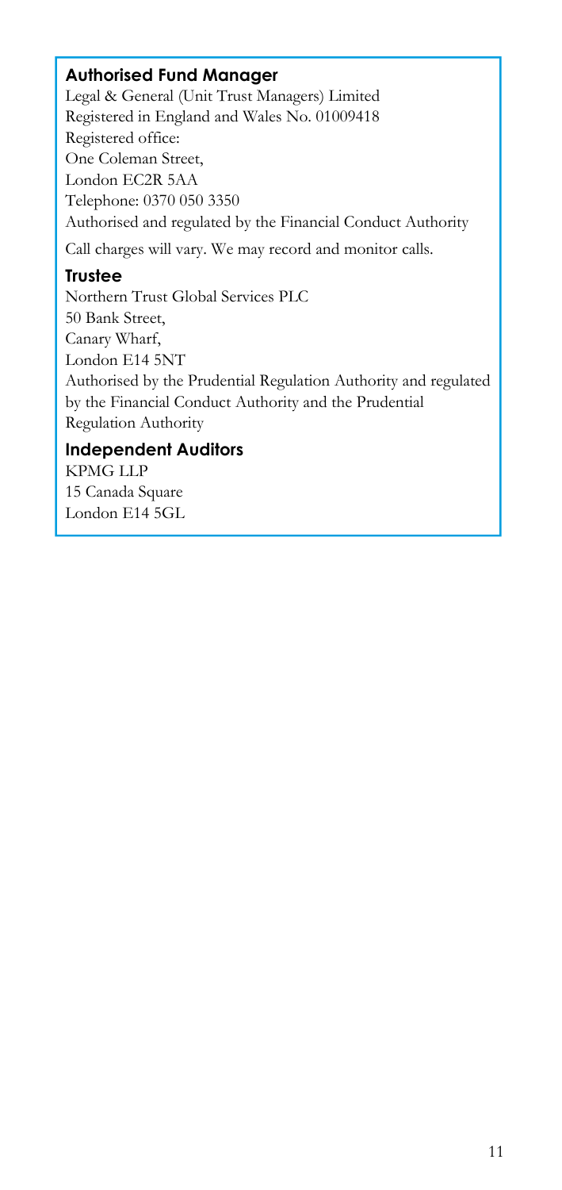### Authorised Fund Manager

Legal & General (Unit Trust Managers) Limited
Registered in England and Wales No. 01009418
Registered office:
One Coleman Street,
London EC2R 5AA
Telephone: 0370 050 3350
Authorised and regulated by the Financial Conduct Authority

Call charges will vary. We may record and monitor calls.

### Trustee

Northern Trust Global Services PLC
50 Bank Street,
Canary Wharf,
London E14 5NT
Authorised by the Prudential Regulation Authority and regulated by the Financial Conduct Authority and the Prudential Regulation Authority

### Independent Auditors

KPMG LLP
15 Canada Square
London E14 5GL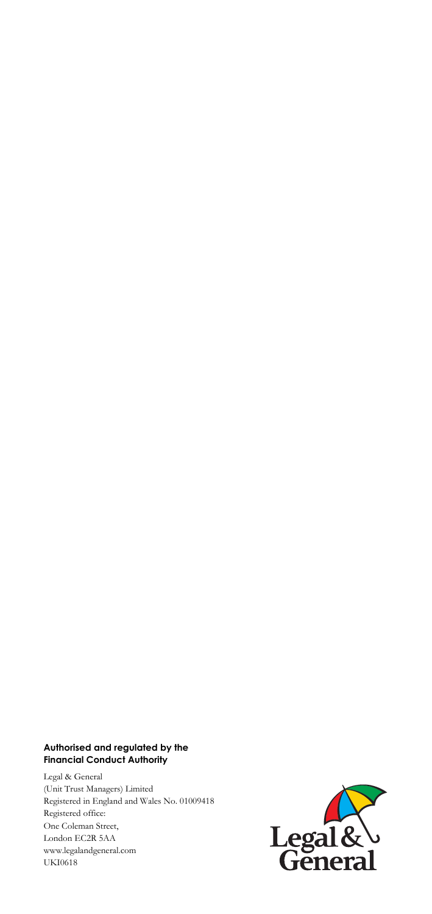**Authorised and regulated by the Financial Conduct Authority**

Legal & General
(Unit Trust Managers) Limited
Registered in England and Wales No. 01009418
Registered office:
One Coleman Street,
London EC2R 5AA
www.legalandgeneral.com
UKI0618